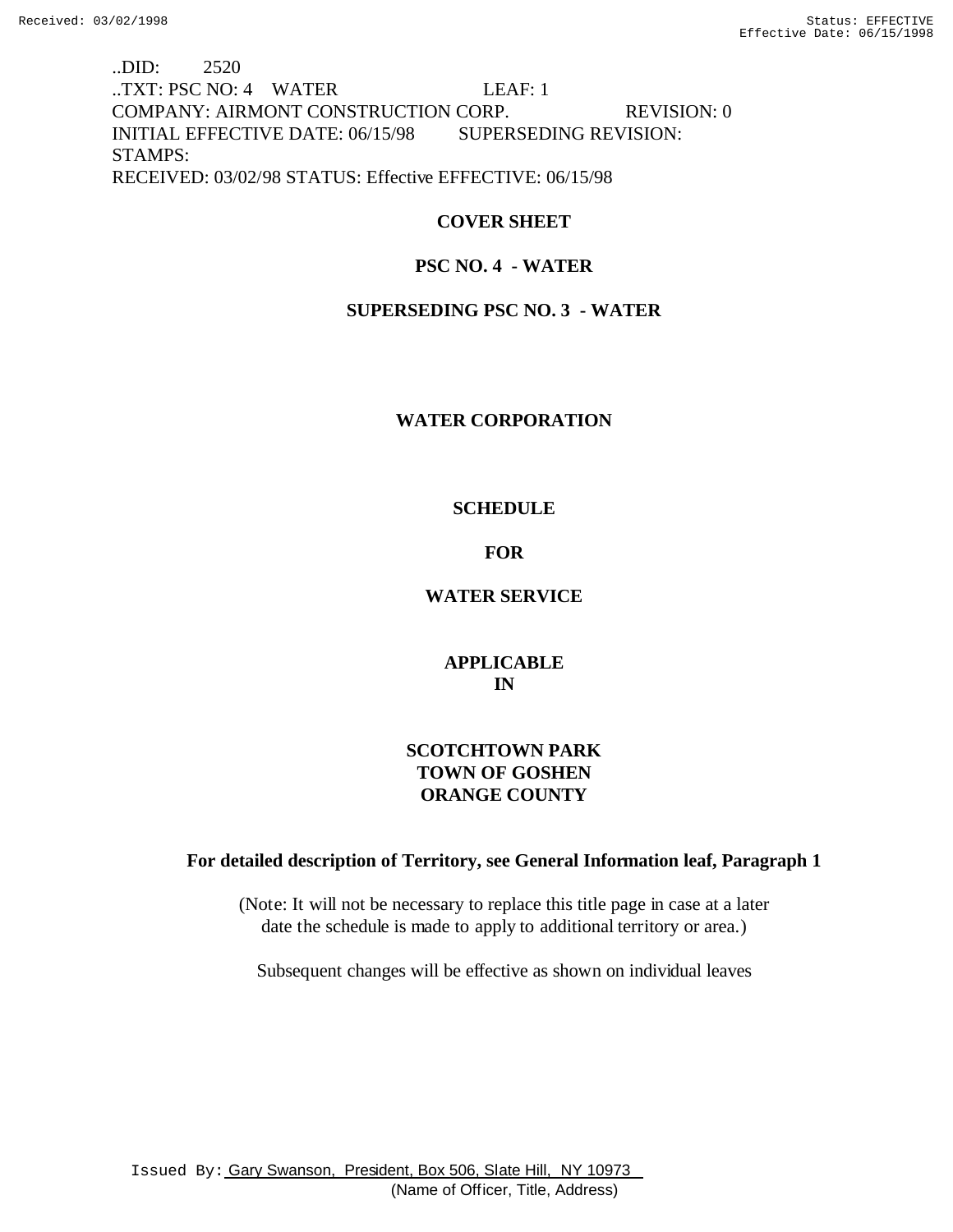..DID: 2520
..TXT: PSC NO: 4 WATER LEAF: 1
COMPANY: AIRMONT CONSTRUCTION CORP. REVISION: 0
INITIAL EFFECTIVE DATE: 06/15/98 SUPERSEDING REVISION:
STAMPS:
RECEIVED: 03/02/98 STATUS: Effective EFFECTIVE: 06/15/98

**COVER SHEET**

**PSC NO. 4 - WATER**

**SUPERSEDING PSC NO. 3 - WATER**

**WATER CORPORATION**

**SCHEDULE**

**FOR**

**WATER SERVICE**

**APPLICABLE**
**IN**

**SCOTCHTOWN PARK**
**TOWN OF GOSHEN**
**ORANGE COUNTY**

**For detailed description of Territory, see General Information leaf, Paragraph 1**

(Note: It will not be necessary to replace this title page in case at a later date the schedule is made to apply to additional territory or area.)

Subsequent changes will be effective as shown on individual leaves

Issued By: Gary Swanson, President, Box 506, Slate Hill, NY 10973
(Name of Officer, Title, Address)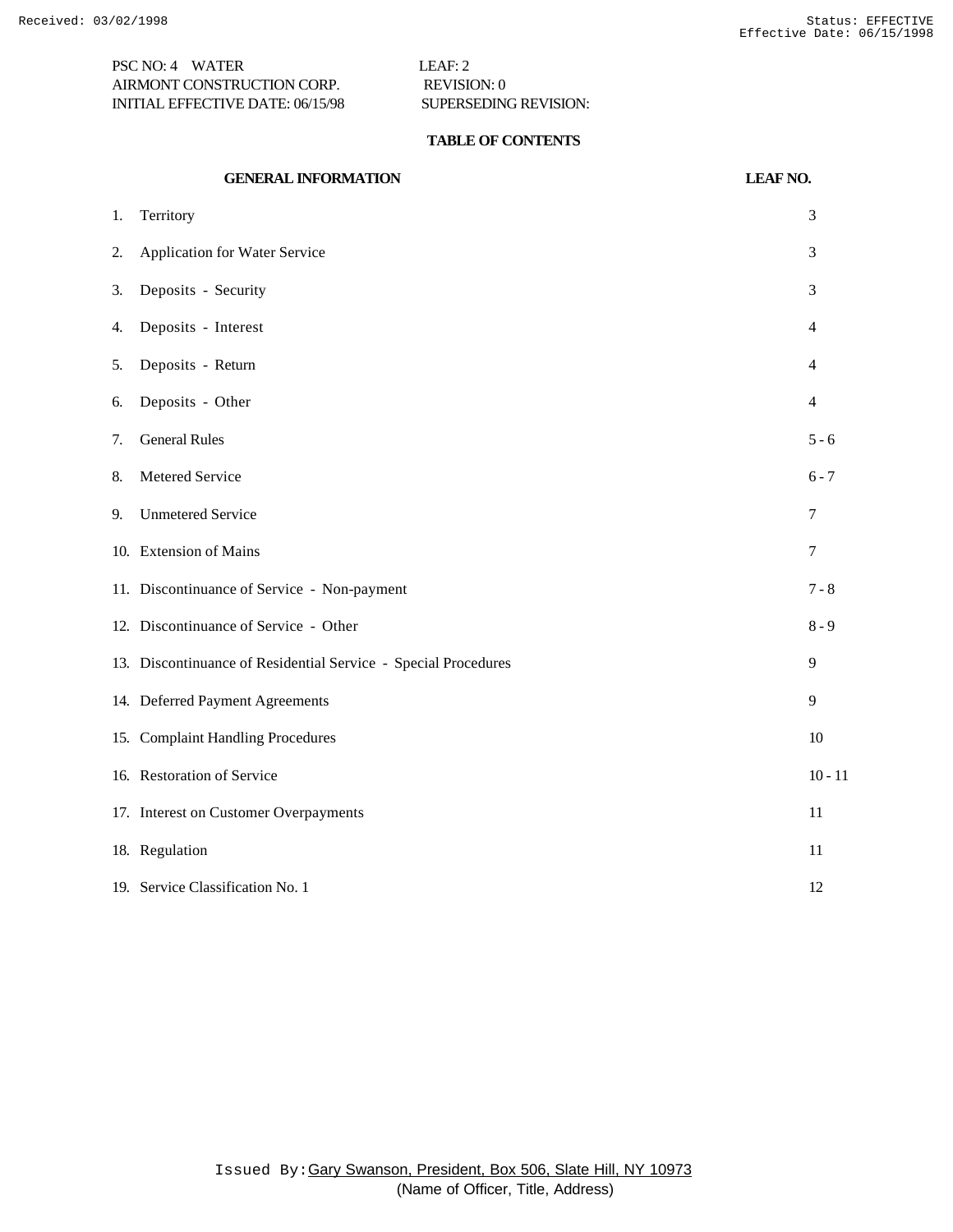PSC NO: 4 WATER LEAF: 2
AIRMONT CONSTRUCTION CORP. REVISION: 0
INITIAL EFFECTIVE DATE: 06/15/98 SUPERSEDING REVISION:

**TABLE OF CONTENTS**

| GENERAL INFORMATION | LEAF NO. |
|---|---|
| 1. Territory | 3 |
| 2. Application for Water Service | 3 |
| 3. Deposits - Security | 3 |
| 4. Deposits - Interest | 4 |
| 5. Deposits - Return | 4 |
| 6. Deposits - Other | 4 |
| 7. General Rules | 5 - 6 |
| 8. Metered Service | 6 - 7 |
| 9. Unmetered Service | 7 |
| 10. Extension of Mains | 7 |
| 11. Discontinuance of Service - Non-payment | 7 - 8 |
| 12. Discontinuance of Service - Other | 8 - 9 |
| 13. Discontinuance of Residential Service - Special Procedures | 9 |
| 14. Deferred Payment Agreements | 9 |
| 15. Complaint Handling Procedures | 10 |
| 16. Restoration of Service | 10 - 11 |
| 17. Interest on Customer Overpayments | 11 |
| 18. Regulation | 11 |
| 19. Service Classification No. 1 | 12 |

Issued By: Gary Swanson, President, Box 506, Slate Hill, NY 10973
(Name of Officer, Title, Address)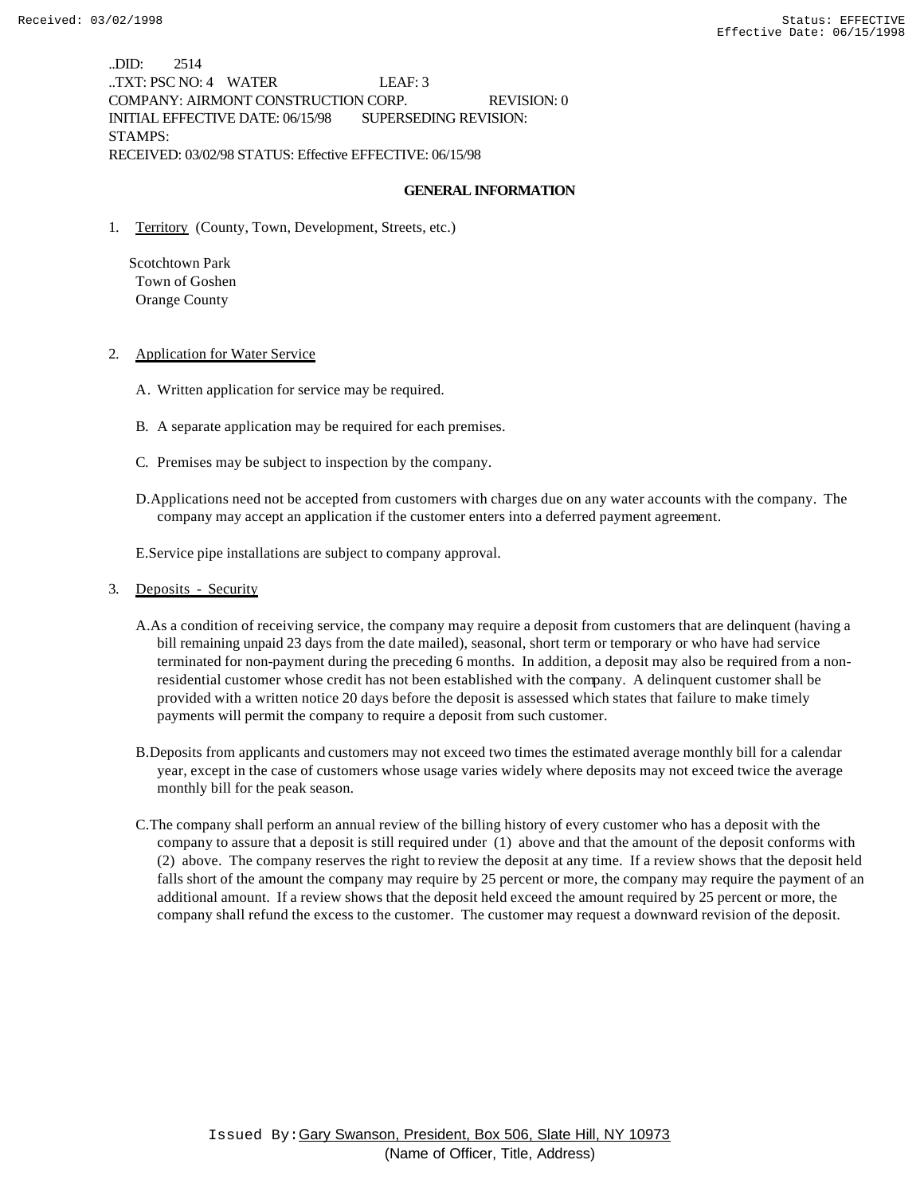..DID: 2514
..TXT: PSC NO: 4 WATER LEAF: 3
COMPANY: AIRMONT CONSTRUCTION CORP. REVISION: 0
INITIAL EFFECTIVE DATE: 06/15/98 SUPERSEDING REVISION:
STAMPS:
RECEIVED: 03/02/98 STATUS: Effective EFFECTIVE: 06/15/98

## GENERAL INFORMATION

1. Territory (County, Town, Development, Streets, etc.)

   Scotchtown Park
   Town of Goshen
   Orange County

2. Application for Water Service

   A. Written application for service may be required.

   B. A separate application may be required for each premises.

   C. Premises may be subject to inspection by the company.

   D. Applications need not be accepted from customers with charges due on any water accounts with the company. The company may accept an application if the customer enters into a deferred payment agreement.

   E. Service pipe installations are subject to company approval.

3. Deposits - Security

   A. As a condition of receiving service, the company may require a deposit from customers that are delinquent (having a bill remaining unpaid 23 days from the date mailed), seasonal, short term or temporary or who have had service terminated for non-payment during the preceding 6 months. In addition, a deposit may also be required from a non-residential customer whose credit has not been established with the company. A delinquent customer shall be provided with a written notice 20 days before the deposit is assessed which states that failure to make timely payments will permit the company to require a deposit from such customer.

   B. Deposits from applicants and customers may not exceed two times the estimated average monthly bill for a calendar year, except in the case of customers whose usage varies widely where deposits may not exceed twice the average monthly bill for the peak season.

   C. The company shall perform an annual review of the billing history of every customer who has a deposit with the company to assure that a deposit is still required under (1) above and that the amount of the deposit conforms with (2) above. The company reserves the right to review the deposit at any time. If a review shows that the deposit held falls short of the amount the company may require by 25 percent or more, the company may require the payment of an additional amount. If a review shows that the deposit held exceed the amount required by 25 percent or more, the company shall refund the excess to the customer. The customer may request a downward revision of the deposit.

Issued By: Gary Swanson, President, Box 506, Slate Hill, NY 10973
(Name of Officer, Title, Address)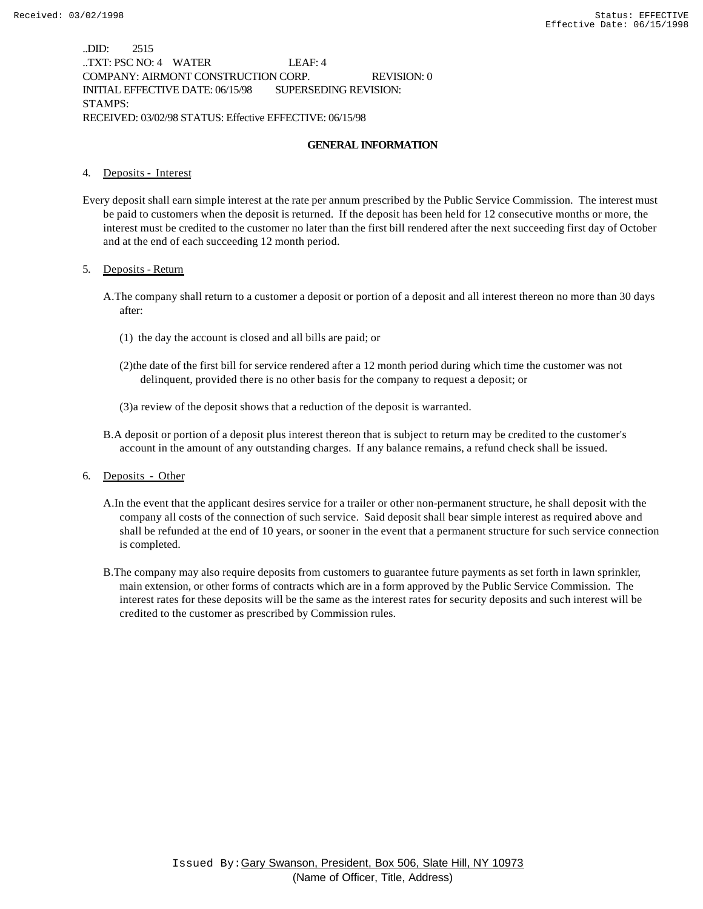..DID: 2515
..TXT: PSC NO: 4 WATER LEAF: 4
COMPANY: AIRMONT CONSTRUCTION CORP. REVISION: 0
INITIAL EFFECTIVE DATE: 06/15/98 SUPERSEDING REVISION:
STAMPS:
RECEIVED: 03/02/98 STATUS: Effective EFFECTIVE: 06/15/98

**GENERAL INFORMATION**

4. Deposits - Interest

Every deposit shall earn simple interest at the rate per annum prescribed by the Public Service Commission. The interest must be paid to customers when the deposit is returned. If the deposit has been held for 12 consecutive months or more, the interest must be credited to the customer no later than the first bill rendered after the next succeeding first day of October and at the end of each succeeding 12 month period.

5. Deposits - Return

A. The company shall return to a customer a deposit or portion of a deposit and all interest thereon no more than 30 days after:

(1) the day the account is closed and all bills are paid; or

(2) the date of the first bill for service rendered after a 12 month period during which time the customer was not delinquent, provided there is no other basis for the company to request a deposit; or

(3) a review of the deposit shows that a reduction of the deposit is warranted.

B. A deposit or portion of a deposit plus interest thereon that is subject to return may be credited to the customer's account in the amount of any outstanding charges. If any balance remains, a refund check shall be issued.

6. Deposits - Other

A. In the event that the applicant desires service for a trailer or other non-permanent structure, he shall deposit with the company all costs of the connection of such service. Said deposit shall bear simple interest as required above and shall be refunded at the end of 10 years, or sooner in the event that a permanent structure for such service connection is completed.

B. The company may also require deposits from customers to guarantee future payments as set forth in lawn sprinkler, main extension, or other forms of contracts which are in a form approved by the Public Service Commission. The interest rates for these deposits will be the same as the interest rates for security deposits and such interest will be credited to the customer as prescribed by Commission rules.

Issued By: Gary Swanson, President, Box 506, Slate Hill, NY 10973
(Name of Officer, Title, Address)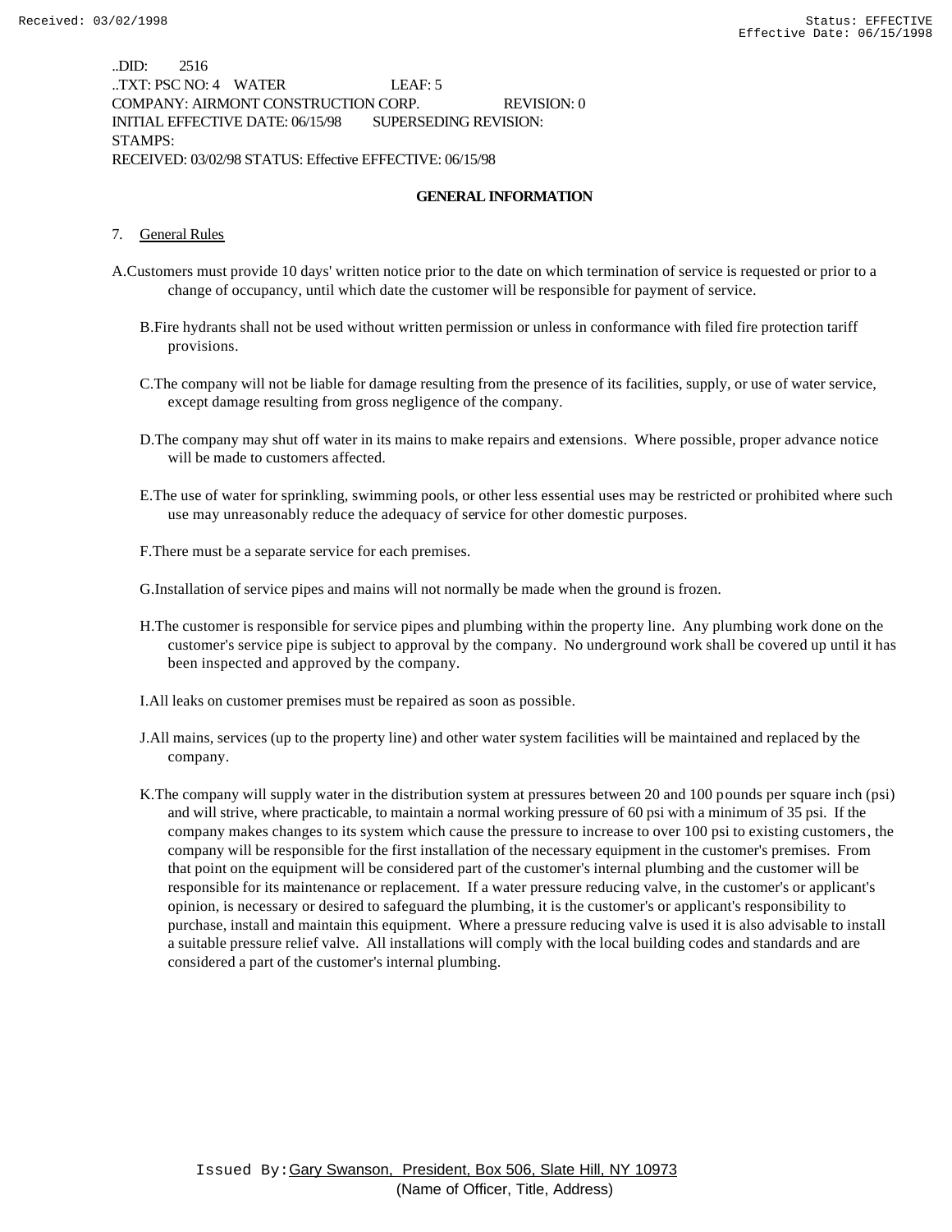..DID: 2516
..TXT: PSC NO: 4 WATER LEAF: 5
COMPANY: AIRMONT CONSTRUCTION CORP. REVISION: 0
INITIAL EFFECTIVE DATE: 06/15/98 SUPERSEDING REVISION:
STAMPS:
RECEIVED: 03/02/98 STATUS: Effective EFFECTIVE: 06/15/98

**GENERAL INFORMATION**

7. General Rules

A. Customers must provide 10 days' written notice prior to the date on which termination of service is requested or prior to a change of occupancy, until which date the customer will be responsible for payment of service.

B. Fire hydrants shall not be used without written permission or unless in conformance with filed fire protection tariff provisions.

C. The company will not be liable for damage resulting from the presence of its facilities, supply, or use of water service, except damage resulting from gross negligence of the company.

D. The company may shut off water in its mains to make repairs and extensions. Where possible, proper advance notice will be made to customers affected.

E. The use of water for sprinkling, swimming pools, or other less essential uses may be restricted or prohibited where such use may unreasonably reduce the adequacy of service for other domestic purposes.

F. There must be a separate service for each premises.

G. Installation of service pipes and mains will not normally be made when the ground is frozen.

H. The customer is responsible for service pipes and plumbing within the property line. Any plumbing work done on the customer's service pipe is subject to approval by the company. No underground work shall be covered up until it has been inspected and approved by the company.

I. All leaks on customer premises must be repaired as soon as possible.

J. All mains, services (up to the property line) and other water system facilities will be maintained and replaced by the company.

K. The company will supply water in the distribution system at pressures between 20 and 100 pounds per square inch (psi) and will strive, where practicable, to maintain a normal working pressure of 60 psi with a minimum of 35 psi. If the company makes changes to its system which cause the pressure to increase to over 100 psi to existing customers, the company will be responsible for the first installation of the necessary equipment in the customer's premises. From that point on the equipment will be considered part of the customer's internal plumbing and the customer will be responsible for its maintenance or replacement. If a water pressure reducing valve, in the customer's or applicant's opinion, is necessary or desired to safeguard the plumbing, it is the customer's or applicant's responsibility to purchase, install and maintain this equipment. Where a pressure reducing valve is used it is also advisable to install a suitable pressure relief valve. All installations will comply with the local building codes and standards and are considered a part of the customer's internal plumbing.

Issued By: Gary Swanson, President, Box 506, Slate Hill, NY 10973
(Name of Officer, Title, Address)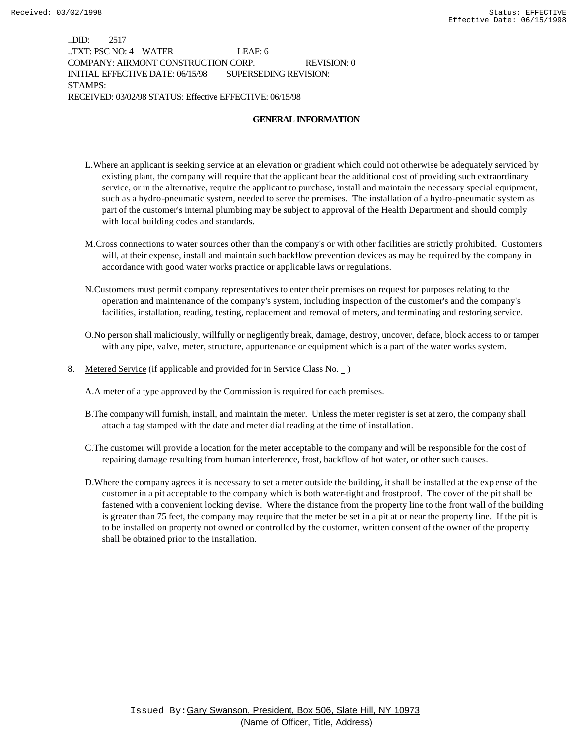..DID: 2517
..TXT: PSC NO: 4 WATER LEAF: 6
COMPANY: AIRMONT CONSTRUCTION CORP. REVISION: 0
INITIAL EFFECTIVE DATE: 06/15/98 SUPERSEDING REVISION:
STAMPS:
RECEIVED: 03/02/98 STATUS: Effective EFFECTIVE: 06/15/98

## GENERAL INFORMATION

L. Where an applicant is seeking service at an elevation or gradient which could not otherwise be adequately serviced by existing plant, the company will require that the applicant bear the additional cost of providing such extraordinary service, or in the alternative, require the applicant to purchase, install and maintain the necessary special equipment, such as a hydro-pneumatic system, needed to serve the premises. The installation of a hydro-pneumatic system as part of the customer's internal plumbing may be subject to approval of the Health Department and should comply with local building codes and standards.

M. Cross connections to water sources other than the company's or with other facilities are strictly prohibited. Customers will, at their expense, install and maintain such backflow prevention devices as may be required by the company in accordance with good water works practice or applicable laws or regulations.

N. Customers must permit company representatives to enter their premises on request for purposes relating to the operation and maintenance of the company's system, including inspection of the customer's and the company's facilities, installation, reading, testing, replacement and removal of meters, and terminating and restoring service.

O. No person shall maliciously, willfully or negligently break, damage, destroy, uncover, deface, block access to or tamper with any pipe, valve, meter, structure, appurtenance or equipment which is a part of the water works system.

8. Metered Service (if applicable and provided for in Service Class No. _ )

A. A meter of a type approved by the Commission is required for each premises.

B. The company will furnish, install, and maintain the meter. Unless the meter register is set at zero, the company shall attach a tag stamped with the date and meter dial reading at the time of installation.

C. The customer will provide a location for the meter acceptable to the company and will be responsible for the cost of repairing damage resulting from human interference, frost, backflow of hot water, or other such causes.

D. Where the company agrees it is necessary to set a meter outside the building, it shall be installed at the expense of the customer in a pit acceptable to the company which is both water-tight and frostproof. The cover of the pit shall be fastened with a convenient locking devise. Where the distance from the property line to the front wall of the building is greater than 75 feet, the company may require that the meter be set in a pit at or near the property line. If the pit is to be installed on property not owned or controlled by the customer, written consent of the owner of the property shall be obtained prior to the installation.

Issued By: Gary Swanson, President, Box 506, Slate Hill, NY 10973
(Name of Officer, Title, Address)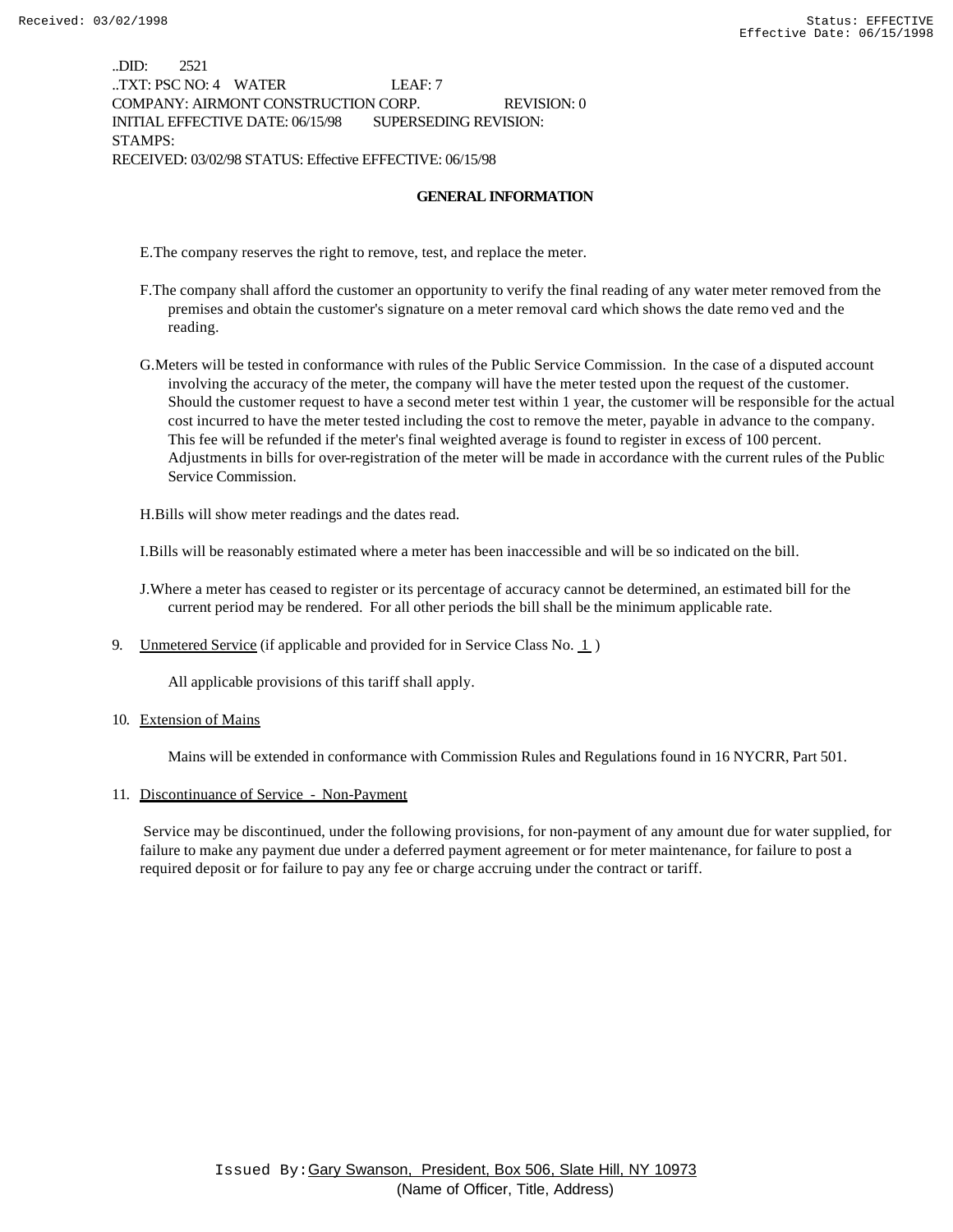..DID: 2521
..TXT: PSC NO: 4 WATER LEAF: 7
COMPANY: AIRMONT CONSTRUCTION CORP. REVISION: 0
INITIAL EFFECTIVE DATE: 06/15/98 SUPERSEDING REVISION:
STAMPS:
RECEIVED: 03/02/98 STATUS: Effective EFFECTIVE: 06/15/98

**GENERAL INFORMATION**

E. The company reserves the right to remove, test, and replace the meter.

F. The company shall afford the customer an opportunity to verify the final reading of any water meter removed from the premises and obtain the customer's signature on a meter removal card which shows the date removed and the reading.

G. Meters will be tested in conformance with rules of the Public Service Commission. In the case of a disputed account involving the accuracy of the meter, the company will have the meter tested upon the request of the customer. Should the customer request to have a second meter test within 1 year, the customer will be responsible for the actual cost incurred to have the meter tested including the cost to remove the meter, payable in advance to the company. This fee will be refunded if the meter's final weighted average is found to register in excess of 100 percent. Adjustments in bills for over-registration of the meter will be made in accordance with the current rules of the Public Service Commission.

H. Bills will show meter readings and the dates read.

I. Bills will be reasonably estimated where a meter has been inaccessible and will be so indicated on the bill.

J. Where a meter has ceased to register or its percentage of accuracy cannot be determined, an estimated bill for the current period may be rendered. For all other periods the bill shall be the minimum applicable rate.

9. Unmetered Service (if applicable and provided for in Service Class No. 1 )

   All applicable provisions of this tariff shall apply.

10. Extension of Mains

    Mains will be extended in conformance with Commission Rules and Regulations found in 16 NYCRR, Part 501.

11. Discontinuance of Service - Non-Payment

    Service may be discontinued, under the following provisions, for non-payment of any amount due for water supplied, for failure to make any payment due under a deferred payment agreement or for meter maintenance, for failure to post a required deposit or for failure to pay any fee or charge accruing under the contract or tariff.

Issued By: Gary Swanson, President, Box 506, Slate Hill, NY 10973
(Name of Officer, Title, Address)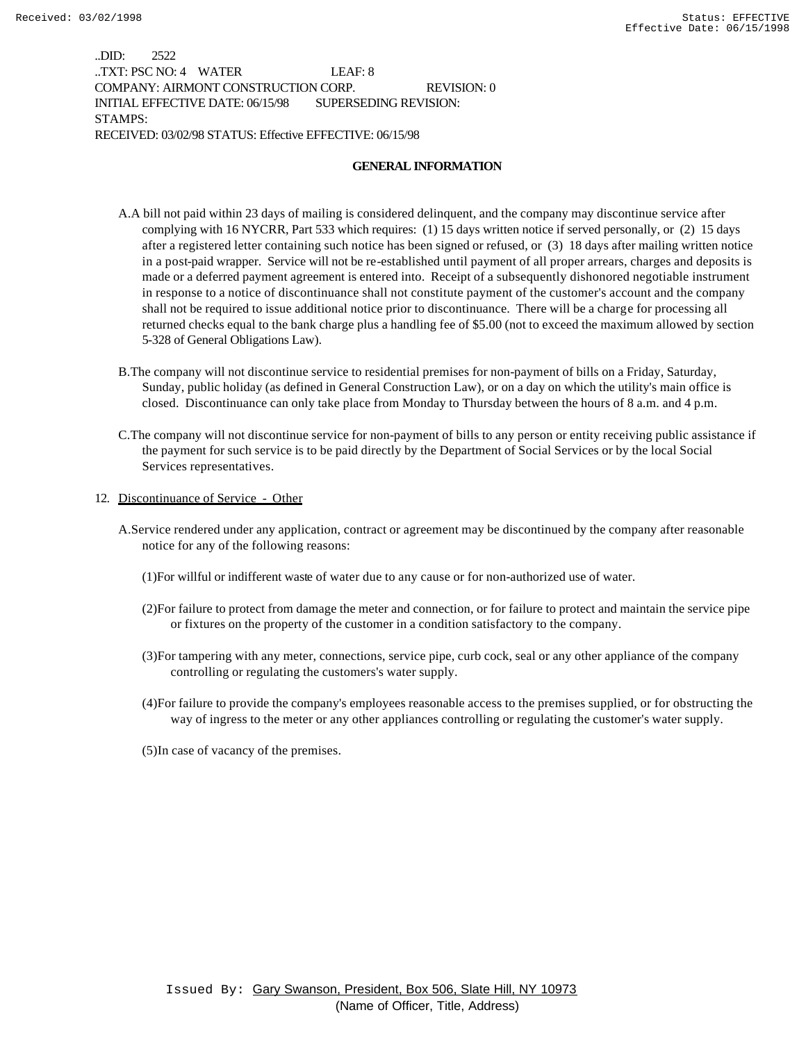..DID: 2522
..TXT: PSC NO: 4 WATER LEAF: 8
COMPANY: AIRMONT CONSTRUCTION CORP. REVISION: 0
INITIAL EFFECTIVE DATE: 06/15/98 SUPERSEDING REVISION:
STAMPS:
RECEIVED: 03/02/98 STATUS: Effective EFFECTIVE: 06/15/98

**GENERAL INFORMATION**

A. A bill not paid within 23 days of mailing is considered delinquent, and the company may discontinue service after complying with 16 NYCRR, Part 533 which requires: (1) 15 days written notice if served personally, or (2) 15 days after a registered letter containing such notice has been signed or refused, or (3) 18 days after mailing written notice in a post-paid wrapper. Service will not be re-established until payment of all proper arrears, charges and deposits is made or a deferred payment agreement is entered into. Receipt of a subsequently dishonored negotiable instrument in response to a notice of discontinuance shall not constitute payment of the customer's account and the company shall not be required to issue additional notice prior to discontinuance. There will be a charge for processing all returned checks equal to the bank charge plus a handling fee of $5.00 (not to exceed the maximum allowed by section 5-328 of General Obligations Law).

B. The company will not discontinue service to residential premises for non-payment of bills on a Friday, Saturday, Sunday, public holiday (as defined in General Construction Law), or on a day on which the utility's main office is closed. Discontinuance can only take place from Monday to Thursday between the hours of 8 a.m. and 4 p.m.

C. The company will not discontinue service for non-payment of bills to any person or entity receiving public assistance if the payment for such service is to be paid directly by the Department of Social Services or by the local Social Services representatives.

12. Discontinuance of Service - Other

A. Service rendered under any application, contract or agreement may be discontinued by the company after reasonable notice for any of the following reasons:

(1) For willful or indifferent waste of water due to any cause or for non-authorized use of water.

(2) For failure to protect from damage the meter and connection, or for failure to protect and maintain the service pipe or fixtures on the property of the customer in a condition satisfactory to the company.

(3) For tampering with any meter, connections, service pipe, curb cock, seal or any other appliance of the company controlling or regulating the customers's water supply.

(4) For failure to provide the company's employees reasonable access to the premises supplied, or for obstructing the way of ingress to the meter or any other appliances controlling or regulating the customer's water supply.

(5) In case of vacancy of the premises.

Issued By: Gary Swanson, President, Box 506, Slate Hill, NY 10973
(Name of Officer, Title, Address)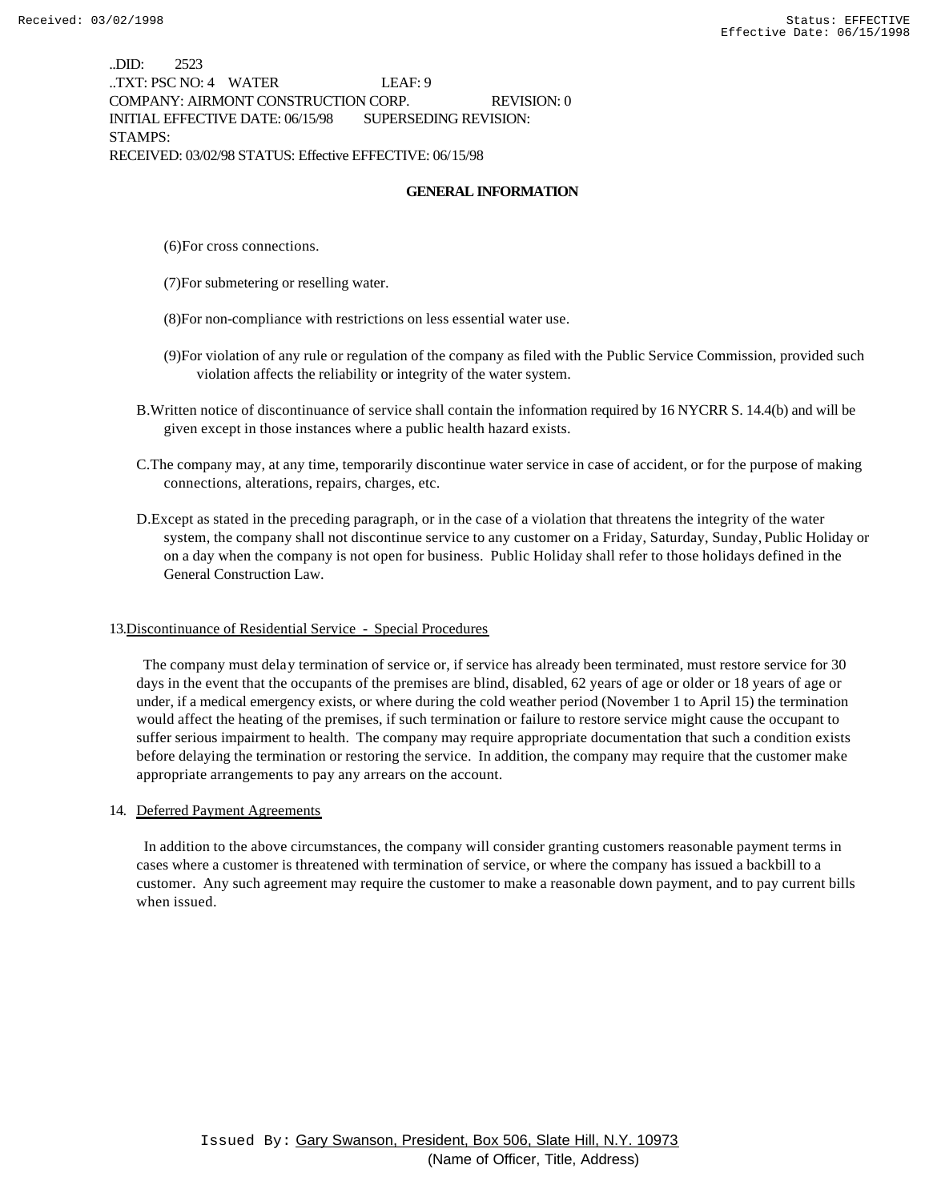..DID: 2523
..TXT: PSC NO: 4 WATER LEAF: 9
COMPANY: AIRMONT CONSTRUCTION CORP. REVISION: 0
INITIAL EFFECTIVE DATE: 06/15/98 SUPERSEDING REVISION:
STAMPS:
RECEIVED: 03/02/98 STATUS: Effective EFFECTIVE: 06/15/98

**GENERAL INFORMATION**

(6)For cross connections.

(7)For submetering or reselling water.

(8)For non-compliance with restrictions on less essential water use.

(9)For violation of any rule or regulation of the company as filed with the Public Service Commission, provided such violation affects the reliability or integrity of the water system.

B.Written notice of discontinuance of service shall contain the information required by 16 NYCRR S. 14.4(b) and will be given except in those instances where a public health hazard exists.

C.The company may, at any time, temporarily discontinue water service in case of accident, or for the purpose of making connections, alterations, repairs, charges, etc.

D.Except as stated in the preceding paragraph, or in the case of a violation that threatens the integrity of the water system, the company shall not discontinue service to any customer on a Friday, Saturday, Sunday, Public Holiday or on a day when the company is not open for business. Public Holiday shall refer to those holidays defined in the General Construction Law.

13.Discontinuance of Residential Service - Special Procedures

The company must delay termination of service or, if service has already been terminated, must restore service for 30 days in the event that the occupants of the premises are blind, disabled, 62 years of age or older or 18 years of age or under, if a medical emergency exists, or where during the cold weather period (November 1 to April 15) the termination would affect the heating of the premises, if such termination or failure to restore service might cause the occupant to suffer serious impairment to health. The company may require appropriate documentation that such a condition exists before delaying the termination or restoring the service. In addition, the company may require that the customer make appropriate arrangements to pay any arrears on the account.

14. Deferred Payment Agreements

In addition to the above circumstances, the company will consider granting customers reasonable payment terms in cases where a customer is threatened with termination of service, or where the company has issued a backbill to a customer. Any such agreement may require the customer to make a reasonable down payment, and to pay current bills when issued.

Issued By: Gary Swanson, President, Box 506, Slate Hill, N.Y. 10973
(Name of Officer, Title, Address)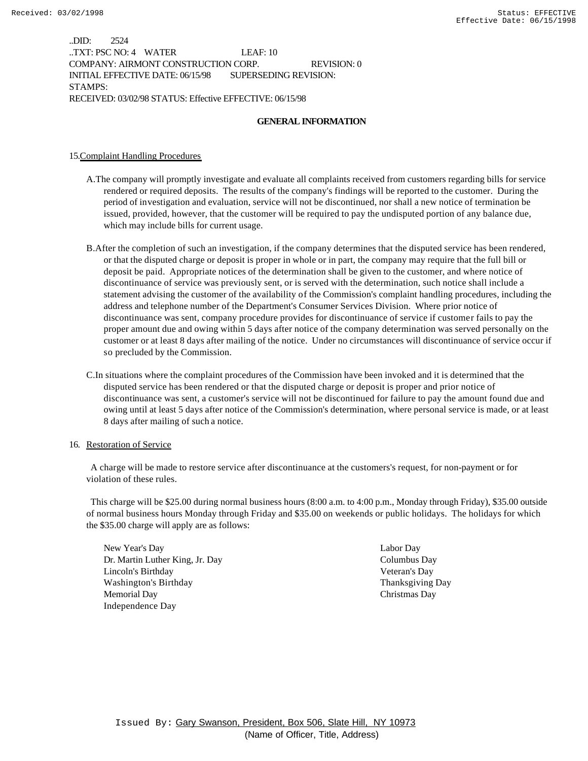..DID: 2524
..TXT: PSC NO: 4 WATER LEAF: 10
COMPANY: AIRMONT CONSTRUCTION CORP. REVISION: 0
INITIAL EFFECTIVE DATE: 06/15/98 SUPERSEDING REVISION:
STAMPS:
RECEIVED: 03/02/98 STATUS: Effective EFFECTIVE: 06/15/98

**GENERAL INFORMATION**

15. Complaint Handling Procedures

A. The company will promptly investigate and evaluate all complaints received from customers regarding bills for service rendered or required deposits. The results of the company's findings will be reported to the customer. During the period of investigation and evaluation, service will not be discontinued, nor shall a new notice of termination be issued, provided, however, that the customer will be required to pay the undisputed portion of any balance due, which may include bills for current usage.

B. After the completion of such an investigation, if the company determines that the disputed service has been rendered, or that the disputed charge or deposit is proper in whole or in part, the company may require that the full bill or deposit be paid. Appropriate notices of the determination shall be given to the customer, and where notice of discontinuance of service was previously sent, or is served with the determination, such notice shall include a statement advising the customer of the availability of the Commission's complaint handling procedures, including the address and telephone number of the Department's Consumer Services Division. Where prior notice of discontinuance was sent, company procedure provides for discontinuance of service if customer fails to pay the proper amount due and owing within 5 days after notice of the company determination was served personally on the customer or at least 8 days after mailing of the notice. Under no circumstances will discontinuance of service occur if so precluded by the Commission.

C. In situations where the complaint procedures of the Commission have been invoked and it is determined that the disputed service has been rendered or that the disputed charge or deposit is proper and prior notice of discontinuance was sent, a customer's service will not be discontinued for failure to pay the amount found due and owing until at least 5 days after notice of the Commission's determination, where personal service is made, or at least 8 days after mailing of such a notice.

16. Restoration of Service

A charge will be made to restore service after discontinuance at the customers's request, for non-payment or for violation of these rules.

This charge will be $25.00 during normal business hours (8:00 a.m. to 4:00 p.m., Monday through Friday), $35.00 outside of normal business hours Monday through Friday and $35.00 on weekends or public holidays. The holidays for which the $35.00 charge will apply are as follows:

- New Year's Day
- Dr. Martin Luther King, Jr. Day
- Lincoln's Birthday
- Washington's Birthday
- Memorial Day
- Independence Day
- Labor Day
- Columbus Day
- Veteran's Day
- Thanksgiving Day
- Christmas Day

Issued By: Gary Swanson, President, Box 506, Slate Hill, NY 10973
(Name of Officer, Title, Address)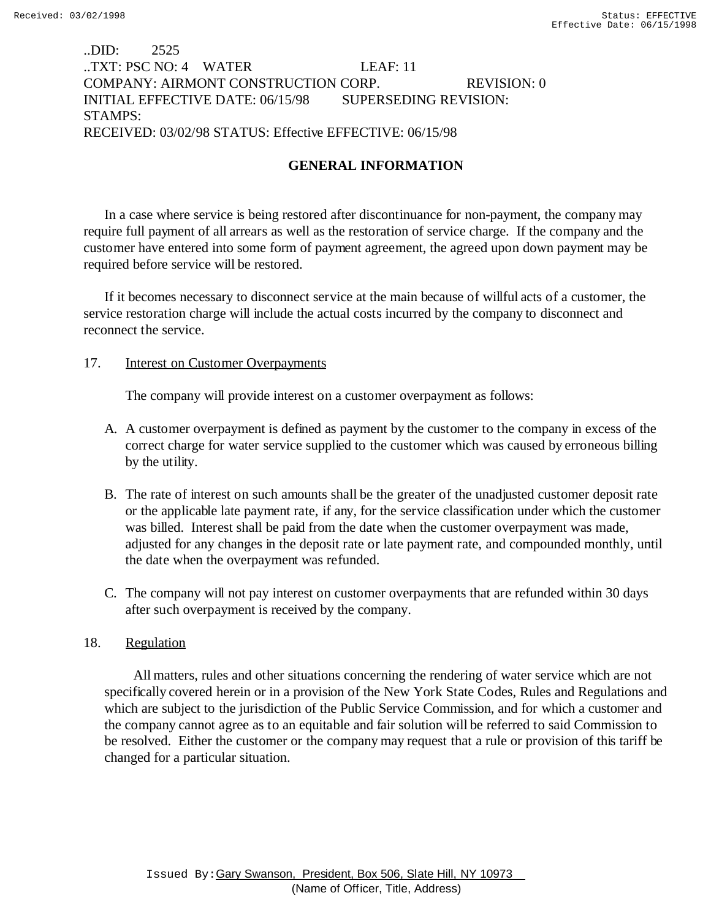..DID: 2525
..TXT: PSC NO: 4 WATER LEAF: 11
COMPANY: AIRMONT CONSTRUCTION CORP. REVISION: 0
INITIAL EFFECTIVE DATE: 06/15/98 SUPERSEDING REVISION:
STAMPS:
RECEIVED: 03/02/98 STATUS: Effective EFFECTIVE: 06/15/98

## GENERAL INFORMATION

In a case where service is being restored after discontinuance for non-payment, the company may require full payment of all arrears as well as the restoration of service charge. If the company and the customer have entered into some form of payment agreement, the agreed upon down payment may be required before service will be restored.

If it becomes necessary to disconnect service at the main because of willful acts of a customer, the service restoration charge will include the actual costs incurred by the company to disconnect and reconnect the service.

17. Interest on Customer Overpayments

The company will provide interest on a customer overpayment as follows:

A. A customer overpayment is defined as payment by the customer to the company in excess of the correct charge for water service supplied to the customer which was caused by erroneous billing by the utility.

B. The rate of interest on such amounts shall be the greater of the unadjusted customer deposit rate or the applicable late payment rate, if any, for the service classification under which the customer was billed. Interest shall be paid from the date when the customer overpayment was made, adjusted for any changes in the deposit rate or late payment rate, and compounded monthly, until the date when the overpayment was refunded.

C. The company will not pay interest on customer overpayments that are refunded within 30 days after such overpayment is received by the company.

18. Regulation

All matters, rules and other situations concerning the rendering of water service which are not specifically covered herein or in a provision of the New York State Codes, Rules and Regulations and which are subject to the jurisdiction of the Public Service Commission, and for which a customer and the company cannot agree as to an equitable and fair solution will be referred to said Commission to be resolved. Either the customer or the company may request that a rule or provision of this tariff be changed for a particular situation.

Issued By: Gary Swanson, President, Box 506, Slate Hill, NY 10973
(Name of Officer, Title, Address)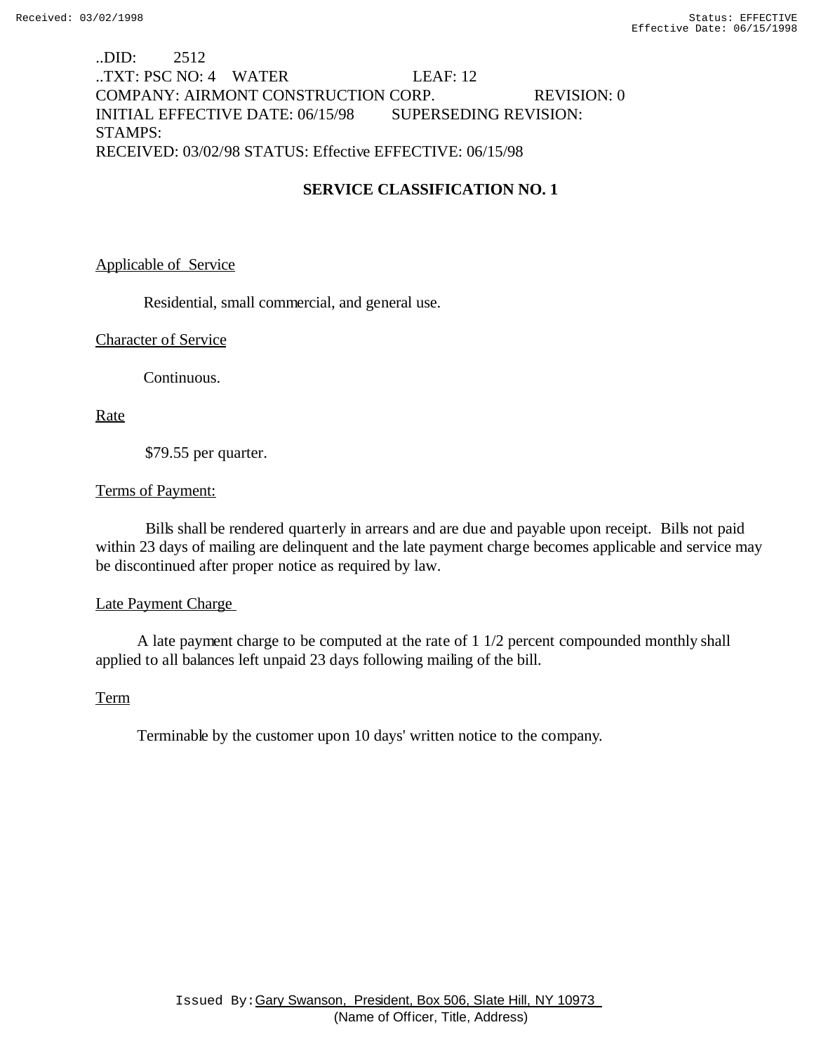..DID: 2512
..TXT: PSC NO: 4 WATER LEAF: 12
COMPANY: AIRMONT CONSTRUCTION CORP. REVISION: 0
INITIAL EFFECTIVE DATE: 06/15/98 SUPERSEDING REVISION:
STAMPS:
RECEIVED: 03/02/98 STATUS: Effective EFFECTIVE: 06/15/98

## SERVICE CLASSIFICATION NO. 1

Applicable of Service

Residential, small commercial, and general use.

Character of Service

Continuous.

Rate

$79.55 per quarter.

Terms of Payment:

Bills shall be rendered quarterly in arrears and are due and payable upon receipt. Bills not paid within 23 days of mailing are delinquent and the late payment charge becomes applicable and service may be discontinued after proper notice as required by law.

Late Payment Charge

A late payment charge to be computed at the rate of 1 1/2 percent compounded monthly shall applied to all balances left unpaid 23 days following mailing of the bill.

Term

Terminable by the customer upon 10 days' written notice to the company.

Issued By: Gary Swanson, President, Box 506, Slate Hill, NY 10973
(Name of Officer, Title, Address)